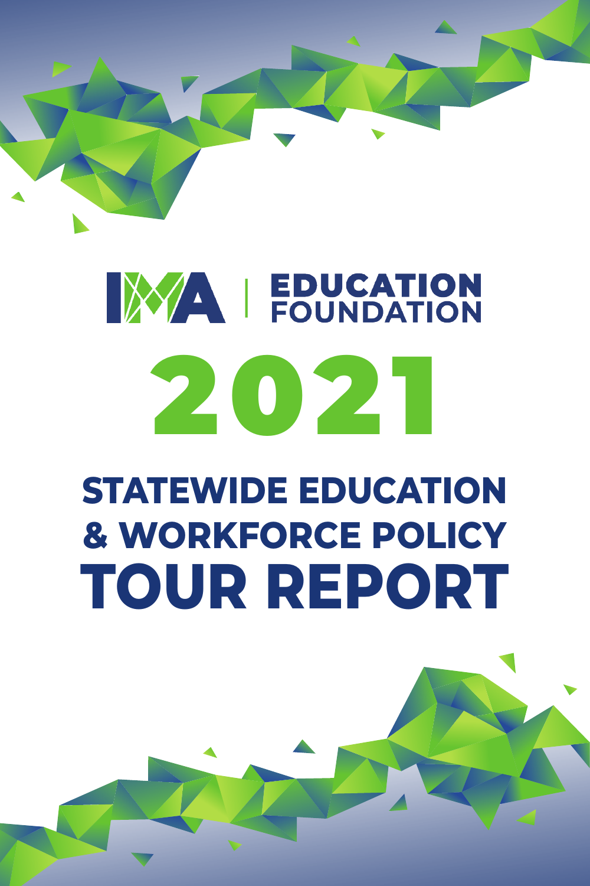IMA | EDUCATION FOUNDATION

# 2021

# STATEWIDE EDUCATION & WORKFORCE POLICY TOUR REPORT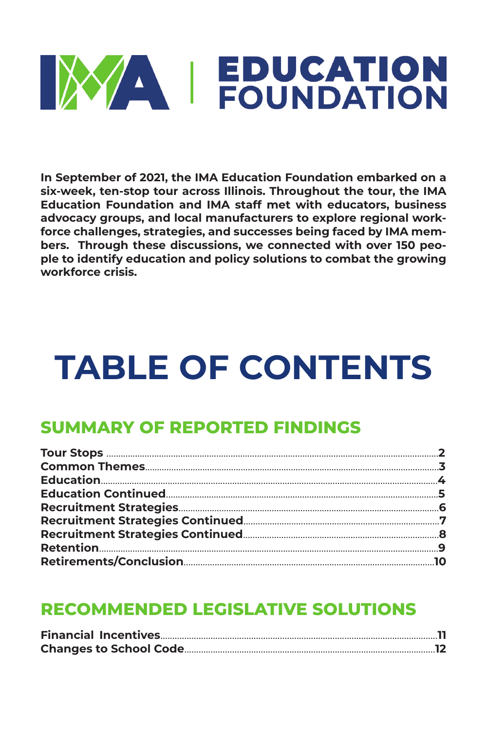# IMA | EDUCATION FOUNDATION

**In September of 2021, the IMA Education Foundation embarked on a six-week, ten-stop tour across Illinois. Throughout the tour, the IMA Education Foundation and IMA staff met with educators, business advocacy groups, and local manufacturers to explore regional workforce challenges, strategies, and successes being faced by IMA members. Through these discussions, we connected with over 150 people to identify education and policy solutions to combat the growing workforce crisis.**

# TABLE OF CONTENTS

## SUMMARY OF REPORTED FINDINGS

**Tour Stops** ........ 2
**Common Themes** ........ 3
**Education** ........ 4
**Education Continued** ........ 5
**Recruitment Strategies** ........ 6
**Recruitment Strategies Continued** ........ 7
**Recruitment Strategies Continued** ........ 8
**Retention** ........ 9
**Retirements/Conclusion** ........ 10

## RECOMMENDED LEGISLATIVE SOLUTIONS

**Financial Incentives** ........ 11
**Changes to School Code** ........ 12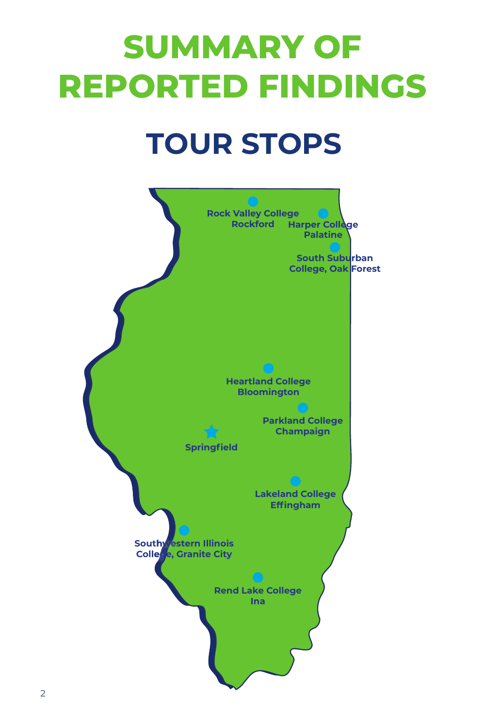# SUMMARY OF REPORTED FINDINGS

## TOUR STOPS

- Rock Valley College Rockford
- Harper College Palatine
- South Suburban College, Oak Forest
- Heartland College Bloomington
- Parkland College Champaign
- Springfield
- Lakeland College Effingham
- Southwestern Illinois College, Granite City
- Rend Lake College Ina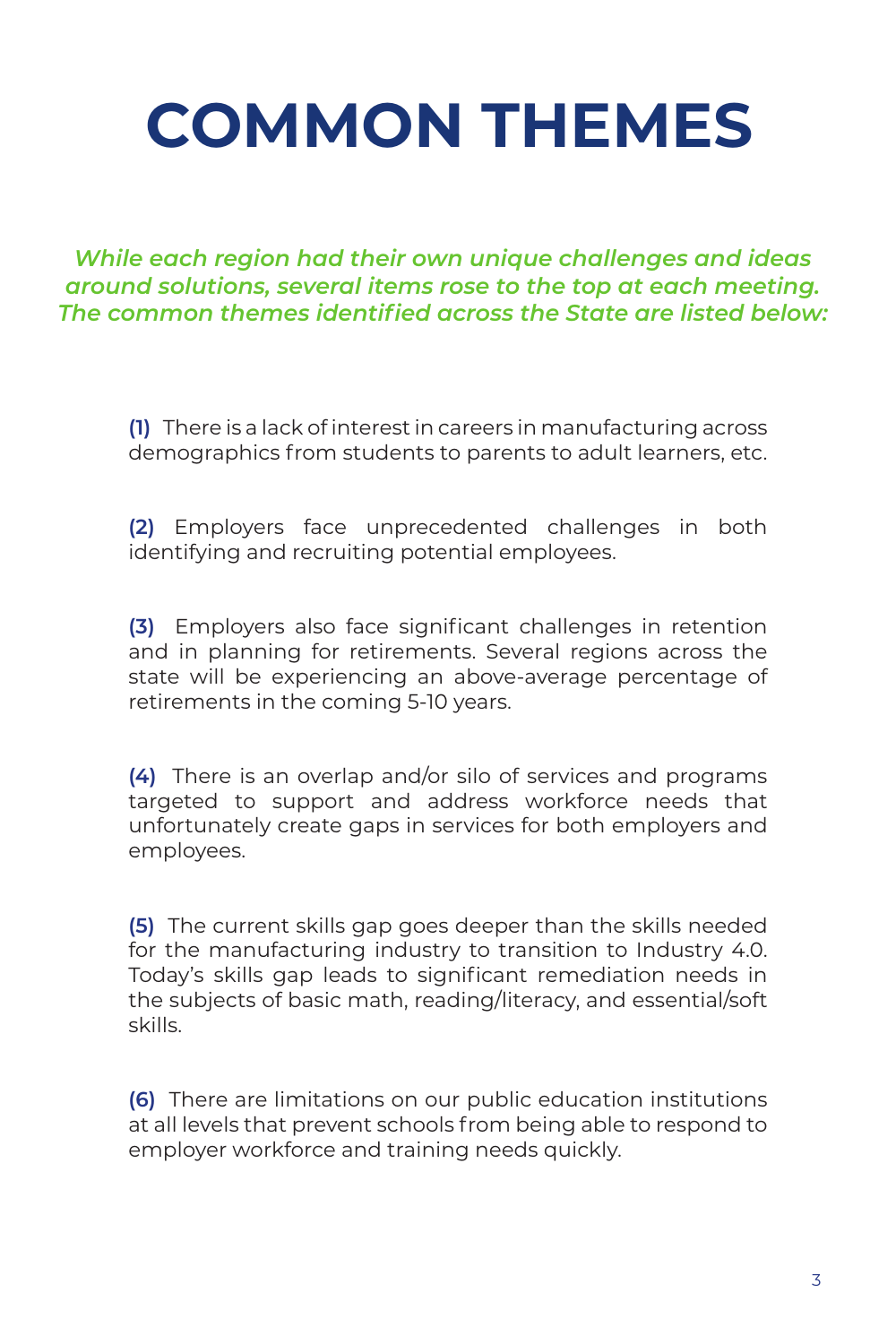# COMMON THEMES

***While each region had their own unique challenges and ideas around solutions, several items rose to the top at each meeting. The common themes identified across the State are listed below:***

**(1)** There is a lack of interest in careers in manufacturing across demographics from students to parents to adult learners, etc.

**(2)** Employers face unprecedented challenges in both identifying and recruiting potential employees.

**(3)** Employers also face significant challenges in retention and in planning for retirements. Several regions across the state will be experiencing an above-average percentage of retirements in the coming 5-10 years.

**(4)** There is an overlap and/or silo of services and programs targeted to support and address workforce needs that unfortunately create gaps in services for both employers and employees.

**(5)** The current skills gap goes deeper than the skills needed for the manufacturing industry to transition to Industry 4.0. Today's skills gap leads to significant remediation needs in the subjects of basic math, reading/literacy, and essential/soft skills.

**(6)** There are limitations on our public education institutions at all levels that prevent schools from being able to respond to employer workforce and training needs quickly.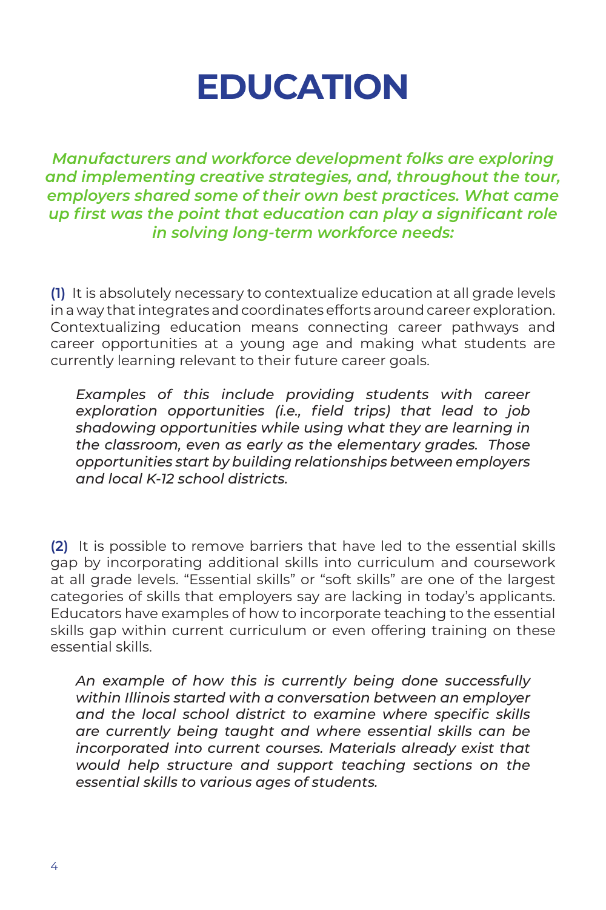# EDUCATION

***Manufacturers and workforce development folks are exploring and implementing creative strategies, and, throughout the tour, employers shared some of their own best practices. What came up first was the point that education can play a significant role in solving long-term workforce needs:***

**(1)** It is absolutely necessary to contextualize education at all grade levels in a way that integrates and coordinates efforts around career exploration. Contextualizing education means connecting career pathways and career opportunities at a young age and making what students are currently learning relevant to their future career goals.

> *Examples of this include providing students with career exploration opportunities (i.e., field trips) that lead to job shadowing opportunities while using what they are learning in the classroom, even as early as the elementary grades. Those opportunities start by building relationships between employers and local K-12 school districts.*

**(2)** It is possible to remove barriers that have led to the essential skills gap by incorporating additional skills into curriculum and coursework at all grade levels. "Essential skills" or "soft skills" are one of the largest categories of skills that employers say are lacking in today's applicants. Educators have examples of how to incorporate teaching to the essential skills gap within current curriculum or even offering training on these essential skills.

> *An example of how this is currently being done successfully within Illinois started with a conversation between an employer and the local school district to examine where specific skills are currently being taught and where essential skills can be incorporated into current courses. Materials already exist that would help structure and support teaching sections on the essential skills to various ages of students.*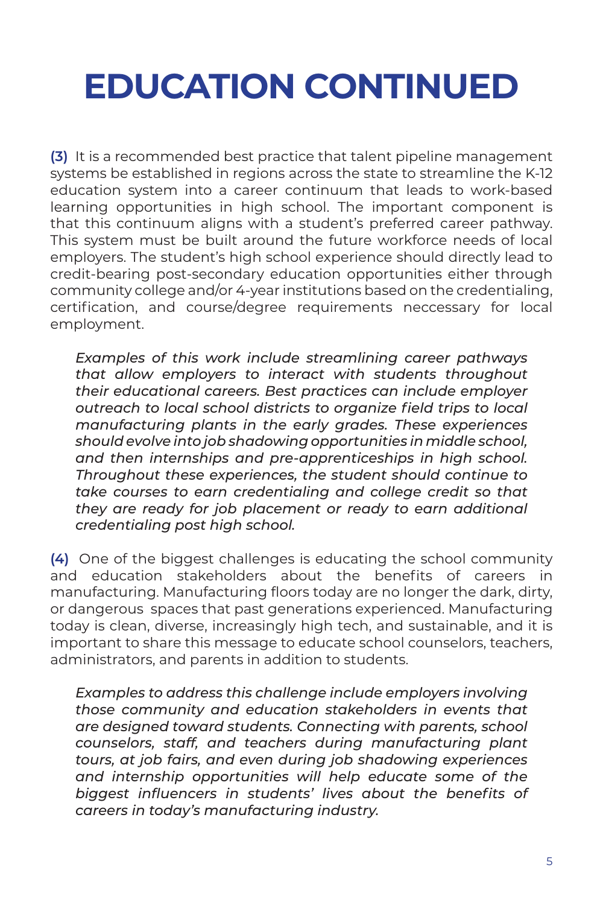# EDUCATION CONTINUED

**(3)** It is a recommended best practice that talent pipeline management systems be established in regions across the state to streamline the K-12 education system into a career continuum that leads to work-based learning opportunities in high school. The important component is that this continuum aligns with a student's preferred career pathway. This system must be built around the future workforce needs of local employers. The student's high school experience should directly lead to credit-bearing post-secondary education opportunities either through community college and/or 4-year institutions based on the credentialing, certification, and course/degree requirements neccessary for local employment.

> *Examples of this work include streamlining career pathways that allow employers to interact with students throughout their educational careers. Best practices can include employer outreach to local school districts to organize field trips to local manufacturing plants in the early grades. These experiences should evolve into job shadowing opportunities in middle school, and then internships and pre-apprenticeships in high school. Throughout these experiences, the student should continue to take courses to earn credentialing and college credit so that they are ready for job placement or ready to earn additional credentialing post high school.*

**(4)** One of the biggest challenges is educating the school community and education stakeholders about the benefits of careers in manufacturing. Manufacturing floors today are no longer the dark, dirty, or dangerous spaces that past generations experienced. Manufacturing today is clean, diverse, increasingly high tech, and sustainable, and it is important to share this message to educate school counselors, teachers, administrators, and parents in addition to students.

> *Examples to address this challenge include employers involving those community and education stakeholders in events that are designed toward students. Connecting with parents, school counselors, staff, and teachers during manufacturing plant tours, at job fairs, and even during job shadowing experiences and internship opportunities will help educate some of the biggest influencers in students' lives about the benefits of careers in today's manufacturing industry.*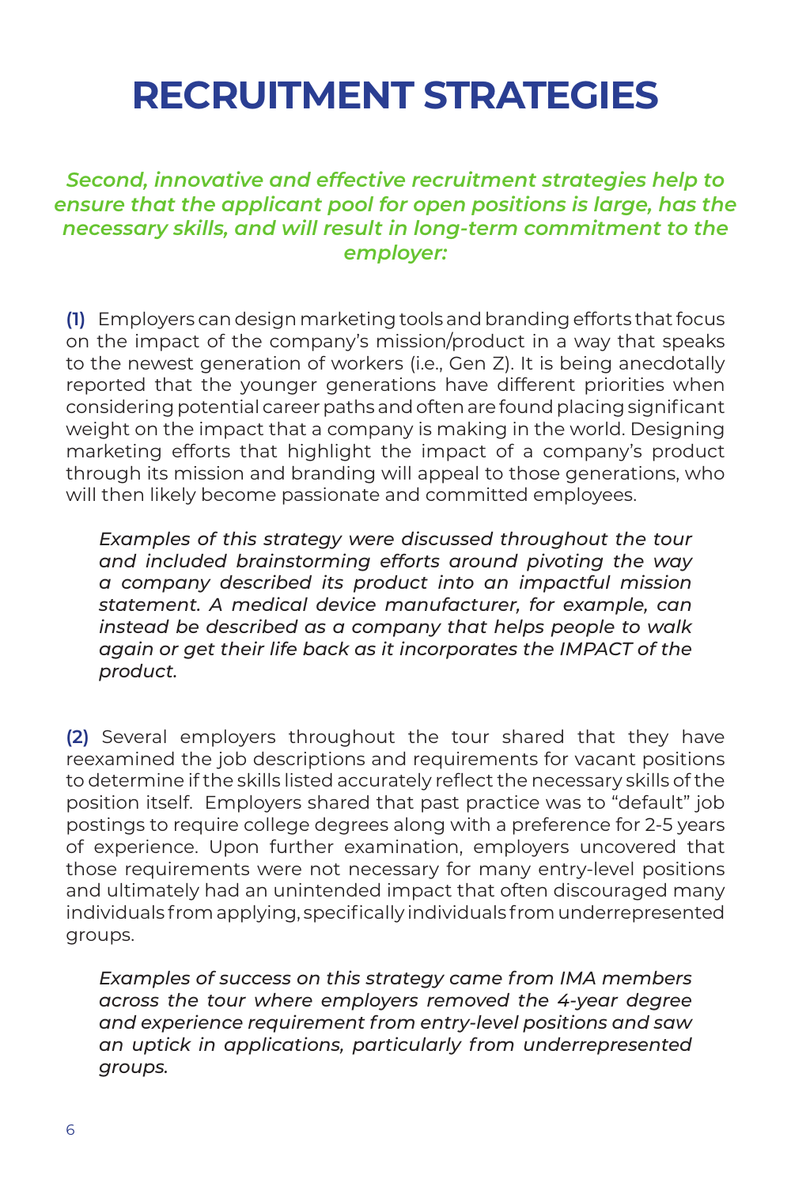# RECRUITMENT STRATEGIES

***Second, innovative and effective recruitment strategies help to ensure that the applicant pool for open positions is large, has the necessary skills, and will result in long-term commitment to the employer:***

**(1)** Employers can design marketing tools and branding efforts that focus on the impact of the company's mission/product in a way that speaks to the newest generation of workers (i.e., Gen Z). It is being anecdotally reported that the younger generations have different priorities when considering potential career paths and often are found placing significant weight on the impact that a company is making in the world. Designing marketing efforts that highlight the impact of a company's product through its mission and branding will appeal to those generations, who will then likely become passionate and committed employees.

> *Examples of this strategy were discussed throughout the tour and included brainstorming efforts around pivoting the way a company described its product into an impactful mission statement. A medical device manufacturer, for example, can instead be described as a company that helps people to walk again or get their life back as it incorporates the IMPACT of the product.*

**(2)** Several employers throughout the tour shared that they have reexamined the job descriptions and requirements for vacant positions to determine if the skills listed accurately reflect the necessary skills of the position itself. Employers shared that past practice was to "default" job postings to require college degrees along with a preference for 2-5 years of experience. Upon further examination, employers uncovered that those requirements were not necessary for many entry-level positions and ultimately had an unintended impact that often discouraged many individuals from applying, specifically individuals from underrepresented groups.

> *Examples of success on this strategy came from IMA members across the tour where employers removed the 4-year degree and experience requirement from entry-level positions and saw an uptick in applications, particularly from underrepresented groups.*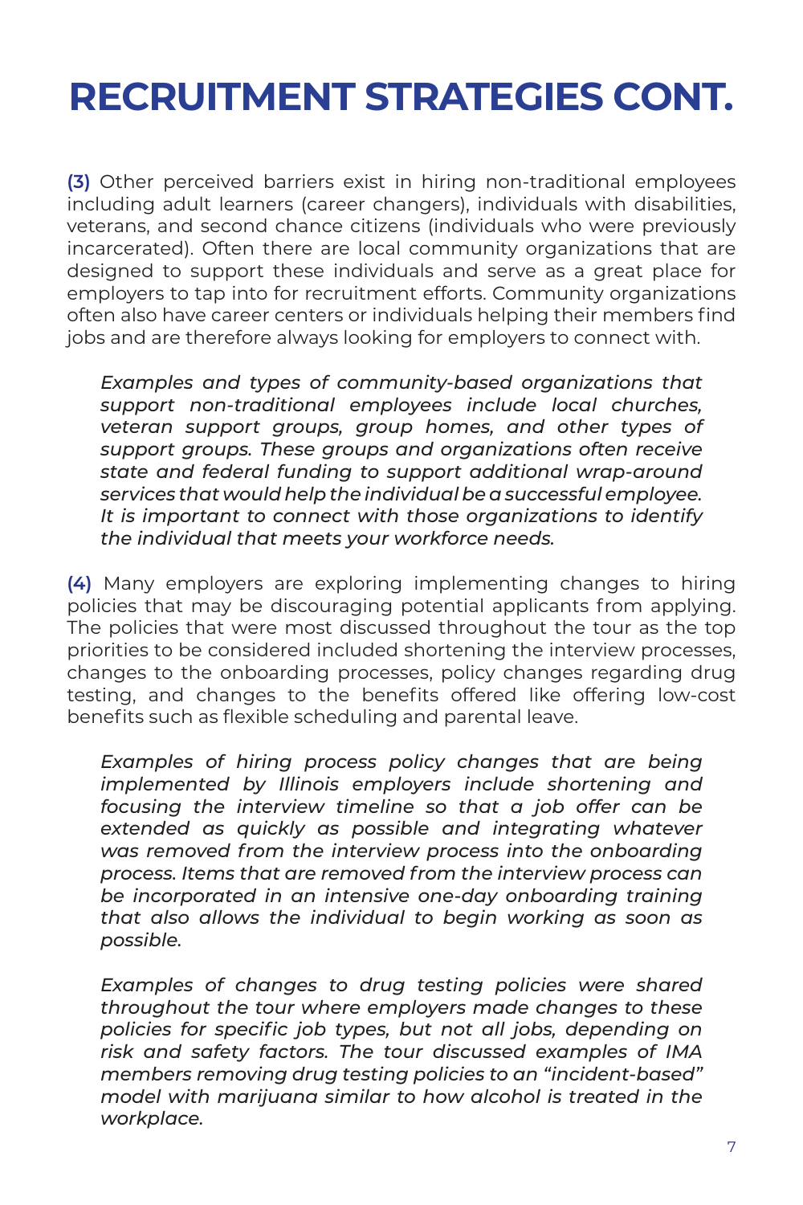# RECRUITMENT STRATEGIES CONT.

**(3)** Other perceived barriers exist in hiring non-traditional employees including adult learners (career changers), individuals with disabilities, veterans, and second chance citizens (individuals who were previously incarcerated). Often there are local community organizations that are designed to support these individuals and serve as a great place for employers to tap into for recruitment efforts. Community organizations often also have career centers or individuals helping their members find jobs and are therefore always looking for employers to connect with.

> *Examples and types of community-based organizations that support non-traditional employees include local churches, veteran support groups, group homes, and other types of support groups. These groups and organizations often receive state and federal funding to support additional wrap-around services that would help the individual be a successful employee. It is important to connect with those organizations to identify the individual that meets your workforce needs.*

**(4)** Many employers are exploring implementing changes to hiring policies that may be discouraging potential applicants from applying. The policies that were most discussed throughout the tour as the top priorities to be considered included shortening the interview processes, changes to the onboarding processes, policy changes regarding drug testing, and changes to the benefits offered like offering low-cost benefits such as flexible scheduling and parental leave.

> *Examples of hiring process policy changes that are being implemented by Illinois employers include shortening and focusing the interview timeline so that a job offer can be extended as quickly as possible and integrating whatever was removed from the interview process into the onboarding process. Items that are removed from the interview process can be incorporated in an intensive one-day onboarding training that also allows the individual to begin working as soon as possible.*

> *Examples of changes to drug testing policies were shared throughout the tour where employers made changes to these policies for specific job types, but not all jobs, depending on risk and safety factors. The tour discussed examples of IMA members removing drug testing policies to an "incident-based" model with marijuana similar to how alcohol is treated in the workplace.*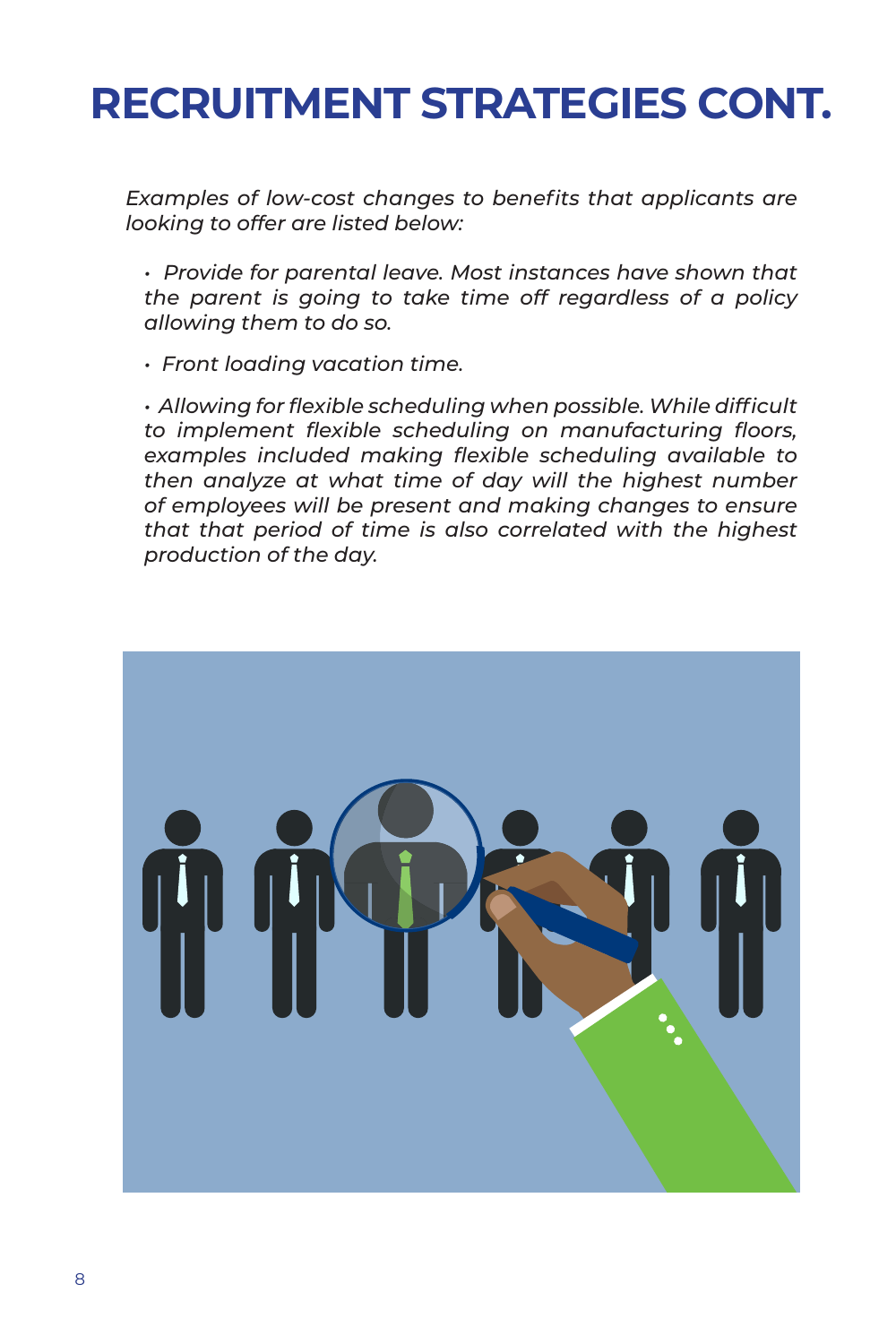# RECRUITMENT STRATEGIES CONT.

*Examples of low-cost changes to benefits that applicants are looking to offer are listed below:*

- *Provide for parental leave. Most instances have shown that the parent is going to take time off regardless of a policy allowing them to do so.*
- *Front loading vacation time.*
- *Allowing for flexible scheduling when possible. While difficult to implement flexible scheduling on manufacturing floors, examples included making flexible scheduling available to then analyze at what time of day will the highest number of employees will be present and making changes to ensure that that period of time is also correlated with the highest production of the day.*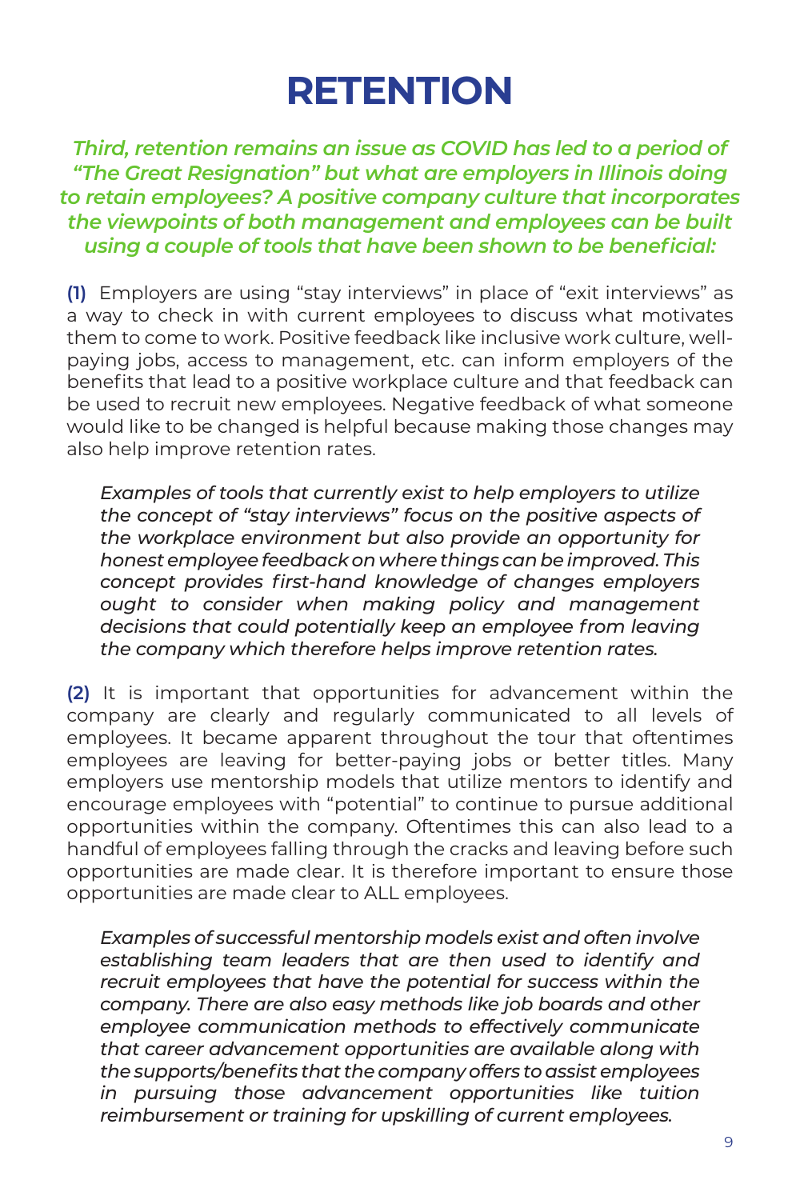# RETENTION

***Third, retention remains an issue as COVID has led to a period of "The Great Resignation" but what are employers in Illinois doing to retain employees? A positive company culture that incorporates the viewpoints of both management and employees can be built using a couple of tools that have been shown to be beneficial:***

**(1)** Employers are using "stay interviews" in place of "exit interviews" as a way to check in with current employees to discuss what motivates them to come to work. Positive feedback like inclusive work culture, well-paying jobs, access to management, etc. can inform employers of the benefits that lead to a positive workplace culture and that feedback can be used to recruit new employees. Negative feedback of what someone would like to be changed is helpful because making those changes may also help improve retention rates.

*Examples of tools that currently exist to help employers to utilize the concept of "stay interviews" focus on the positive aspects of the workplace environment but also provide an opportunity for honest employee feedback on where things can be improved. This concept provides first-hand knowledge of changes employers ought to consider when making policy and management decisions that could potentially keep an employee from leaving the company which therefore helps improve retention rates.*

**(2)** It is important that opportunities for advancement within the company are clearly and regularly communicated to all levels of employees. It became apparent throughout the tour that oftentimes employees are leaving for better-paying jobs or better titles. Many employers use mentorship models that utilize mentors to identify and encourage employees with "potential" to continue to pursue additional opportunities within the company. Oftentimes this can also lead to a handful of employees falling through the cracks and leaving before such opportunities are made clear. It is therefore important to ensure those opportunities are made clear to ALL employees.

*Examples of successful mentorship models exist and often involve establishing team leaders that are then used to identify and recruit employees that have the potential for success within the company. There are also easy methods like job boards and other employee communication methods to effectively communicate that career advancement opportunities are available along with the supports/benefits that the company offers to assist employees in pursuing those advancement opportunities like tuition reimbursement or training for upskilling of current employees.*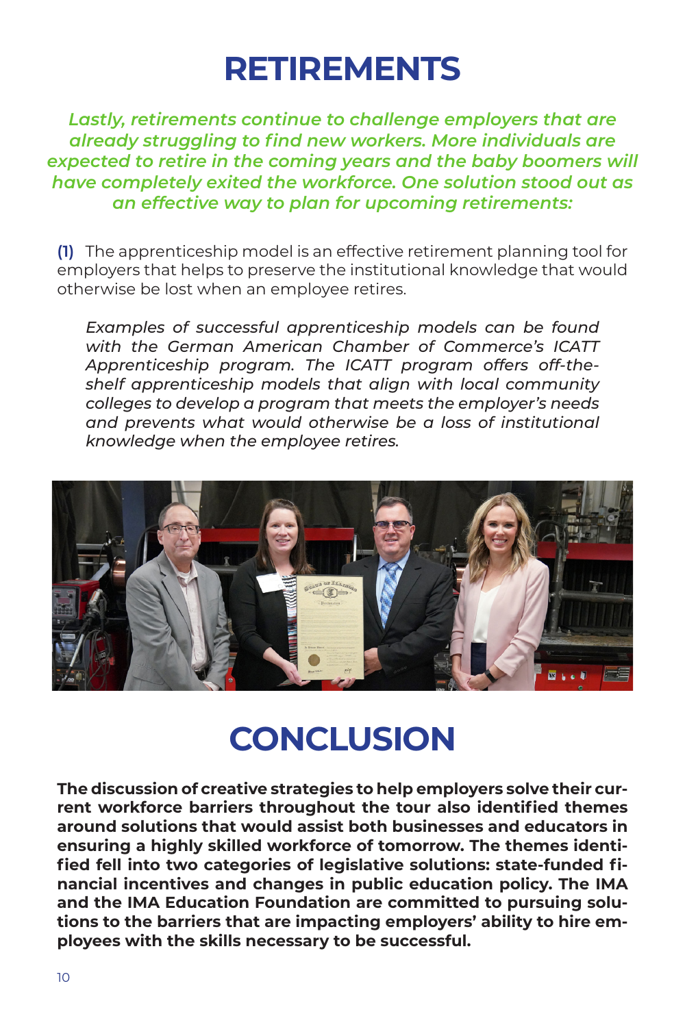# RETIREMENTS

***Lastly, retirements continue to challenge employers that are already struggling to find new workers. More individuals are expected to retire in the coming years and the baby boomers will have completely exited the workforce. One solution stood out as an effective way to plan for upcoming retirements:***

**(1)** The apprenticeship model is an effective retirement planning tool for employers that helps to preserve the institutional knowledge that would otherwise be lost when an employee retires.

*Examples of successful apprenticeship models can be found with the German American Chamber of Commerce's ICATT Apprenticeship program. The ICATT program offers off-the-shelf apprenticeship models that align with local community colleges to develop a program that meets the employer's needs and prevents what would otherwise be a loss of institutional knowledge when the employee retires.*

# CONCLUSION

**The discussion of creative strategies to help employers solve their current workforce barriers throughout the tour also identified themes around solutions that would assist both businesses and educators in ensuring a highly skilled workforce of tomorrow. The themes identified fell into two categories of legislative solutions: state-funded financial incentives and changes in public education policy. The IMA and the IMA Education Foundation are committed to pursuing solutions to the barriers that are impacting employers' ability to hire employees with the skills necessary to be successful.**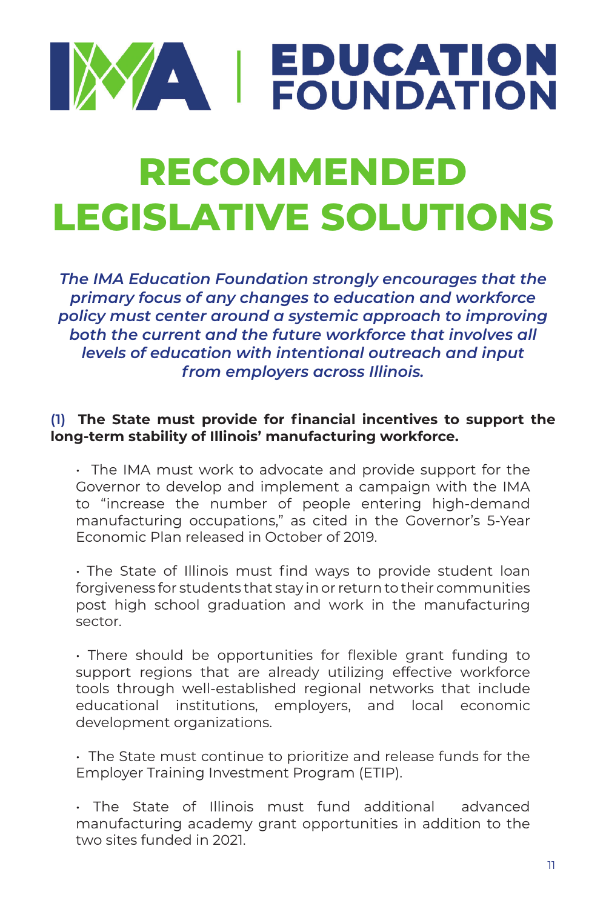# IMA | EDUCATION FOUNDATION

# RECOMMENDED LEGISLATIVE SOLUTIONS

***The IMA Education Foundation strongly encourages that the primary focus of any changes to education and workforce policy must center around a systemic approach to improving both the current and the future workforce that involves all levels of education with intentional outreach and input from employers across Illinois.***

**(1) The State must provide for financial incentives to support the long-term stability of Illinois' manufacturing workforce.**

- The IMA must work to advocate and provide support for the Governor to develop and implement a campaign with the IMA to "increase the number of people entering high-demand manufacturing occupations," as cited in the Governor's 5-Year Economic Plan released in October of 2019.

- The State of Illinois must find ways to provide student loan forgiveness for students that stay in or return to their communities post high school graduation and work in the manufacturing sector.

- There should be opportunities for flexible grant funding to support regions that are already utilizing effective workforce tools through well-established regional networks that include educational institutions, employers, and local economic development organizations.

- The State must continue to prioritize and release funds for the Employer Training Investment Program (ETIP).

- The State of Illinois must fund additional advanced manufacturing academy grant opportunities in addition to the two sites funded in 2021.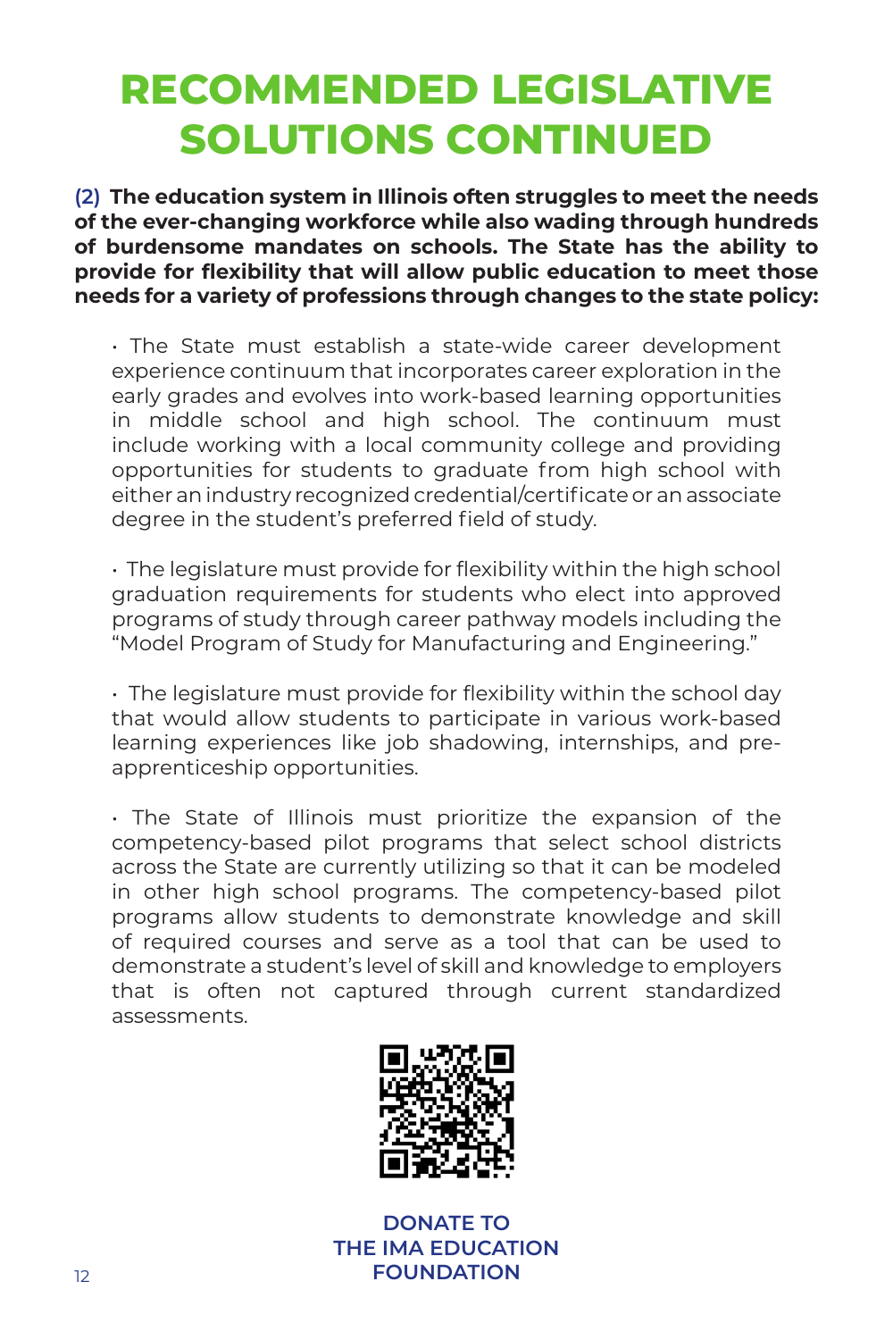# RECOMMENDED LEGISLATIVE SOLUTIONS CONTINUED

**(2) The education system in Illinois often struggles to meet the needs of the ever-changing workforce while also wading through hundreds of burdensome mandates on schools. The State has the ability to provide for flexibility that will allow public education to meet those needs for a variety of professions through changes to the state policy:**

- The State must establish a state-wide career development experience continuum that incorporates career exploration in the early grades and evolves into work-based learning opportunities in middle school and high school. The continuum must include working with a local community college and providing opportunities for students to graduate from high school with either an industry recognized credential/certificate or an associate degree in the student's preferred field of study.

- The legislature must provide for flexibility within the high school graduation requirements for students who elect into approved programs of study through career pathway models including the "Model Program of Study for Manufacturing and Engineering."

- The legislature must provide for flexibility within the school day that would allow students to participate in various work-based learning experiences like job shadowing, internships, and pre-apprenticeship opportunities.

- The State of Illinois must prioritize the expansion of the competency-based pilot programs that select school districts across the State are currently utilizing so that it can be modeled in other high school programs. The competency-based pilot programs allow students to demonstrate knowledge and skill of required courses and serve as a tool that can be used to demonstrate a student's level of skill and knowledge to employers that is often not captured through current standardized assessments.

**DONATE TO THE IMA EDUCATION FOUNDATION**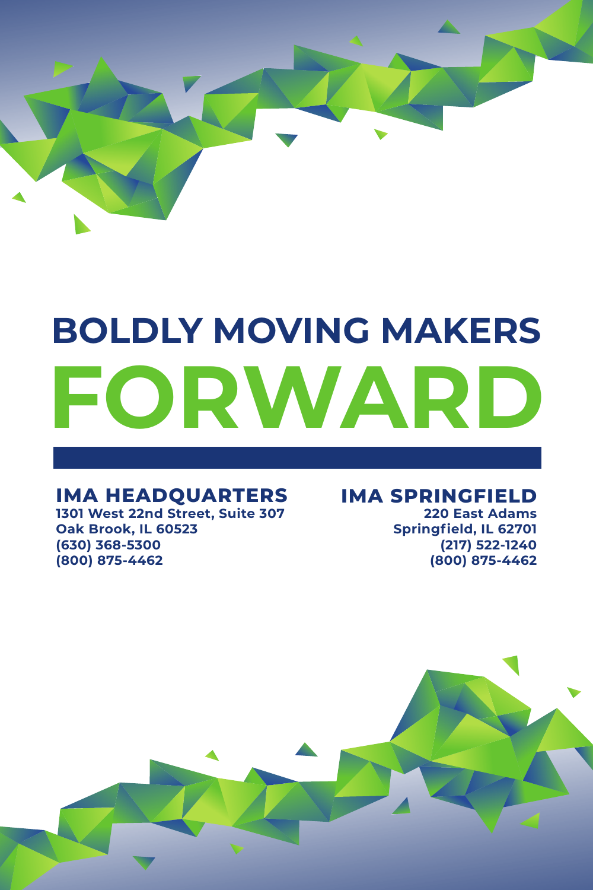# BOLDLY MOVING MAKERS FORWARD

**IMA HEADQUARTERS**
**1301 West 22nd Street, Suite 307**
**Oak Brook, IL 60523**
**(630) 368-5300**
**(800) 875-4462**

**IMA SPRINGFIELD**
**220 East Adams**
**Springfield, IL 62701**
**(217) 522-1240**
**(800) 875-4462**